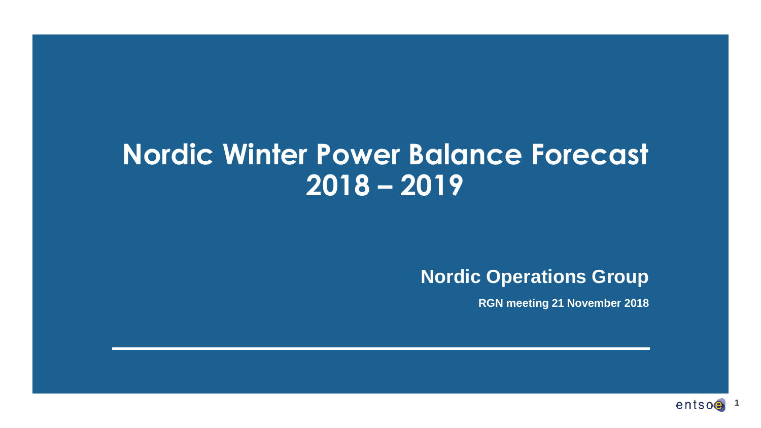# Nordic Winter Power Balance Forecast 2018 – 2019

**Nordic Operations Group**

**RGN meeting 21 November 2018**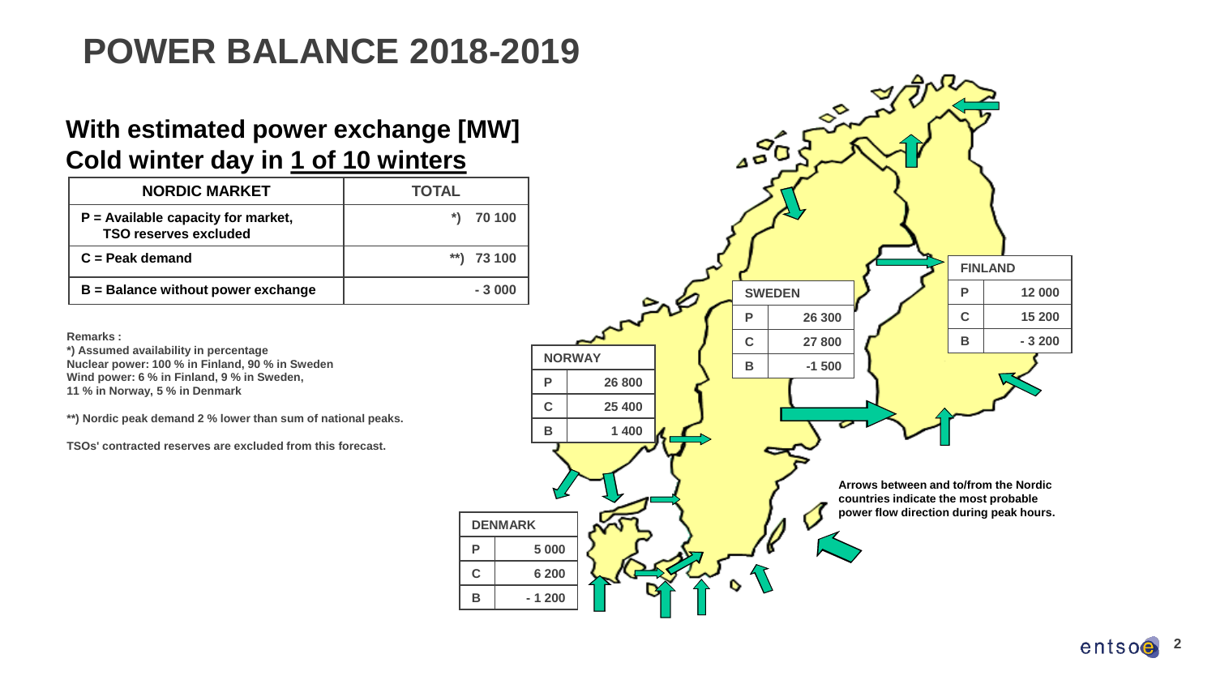# POWER BALANCE 2018-2019

## With estimated power exchange [MW]
## Cold winter day in 1 of 10 winters

| NORDIC MARKET | TOTAL |
| --- | --- |
| P = Available capacity for market, TSO reserves excluded | *) 70 100 |
| C = Peak demand | **) 73 100 |
| B = Balance without power exchange | - 3 000 |

**Remarks :**

**\*) Assumed availability in percentage**
**Nuclear power: 100 % in Finland, 90 % in Sweden**
**Wind power: 6 % in Finland, 9 % in Sweden, 11 % in Norway, 5 % in Denmark**

**\*\*) Nordic peak demand 2 % lower than sum of national peaks.**

**TSOs' contracted reserves are excluded from this forecast.**

| SWEDEN | |
| --- | --- |
| P | 26 300 |
| C | 27 800 |
| B | -1 500 |

| FINLAND | |
| --- | --- |
| P | 12 000 |
| C | 15 200 |
| B | - 3 200 |

| NORWAY | |
| --- | --- |
| P | 26 800 |
| C | 25 400 |
| B | 1 400 |

| DENMARK | |
| --- | --- |
| P | 5 000 |
| C | 6 200 |
| B | - 1 200 |

Arrows between and to/from the Nordic countries indicate the most probable power flow direction during peak hours.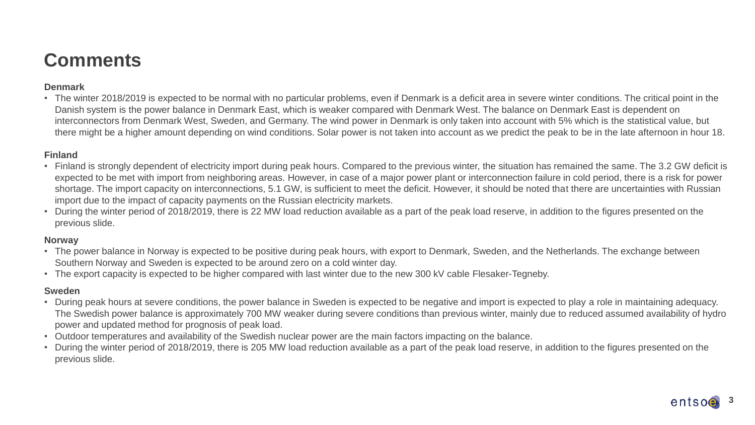# Comments

### Denmark

- The winter 2018/2019 is expected to be normal with no particular problems, even if Denmark is a deficit area in severe winter conditions. The critical point in the Danish system is the power balance in Denmark East, which is weaker compared with Denmark West. The balance on Denmark East is dependent on interconnectors from Denmark West, Sweden, and Germany. The wind power in Denmark is only taken into account with 5% which is the statistical value, but there might be a higher amount depending on wind conditions. Solar power is not taken into account as we predict the peak to be in the late afternoon in hour 18.

### Finland

- Finland is strongly dependent of electricity import during peak hours. Compared to the previous winter, the situation has remained the same. The 3.2 GW deficit is expected to be met with import from neighboring areas. However, in case of a major power plant or interconnection failure in cold period, there is a risk for power shortage. The import capacity on interconnections, 5.1 GW, is sufficient to meet the deficit. However, it should be noted that there are uncertainties with Russian import due to the impact of capacity payments on the Russian electricity markets.
- During the winter period of 2018/2019, there is 22 MW load reduction available as a part of the peak load reserve, in addition to the figures presented on the previous slide.

### Norway

- The power balance in Norway is expected to be positive during peak hours, with export to Denmark, Sweden, and the Netherlands. The exchange between Southern Norway and Sweden is expected to be around zero on a cold winter day.
- The export capacity is expected to be higher compared with last winter due to the new 300 kV cable Flesaker-Tegneby.

### Sweden

- During peak hours at severe conditions, the power balance in Sweden is expected to be negative and import is expected to play a role in maintaining adequacy. The Swedish power balance is approximately 700 MW weaker during severe conditions than previous winter, mainly due to reduced assumed availability of hydro power and updated method for prognosis of peak load.
- Outdoor temperatures and availability of the Swedish nuclear power are the main factors impacting on the balance.
- During the winter period of 2018/2019, there is 205 MW load reduction available as a part of the peak load reserve, in addition to the figures presented on the previous slide.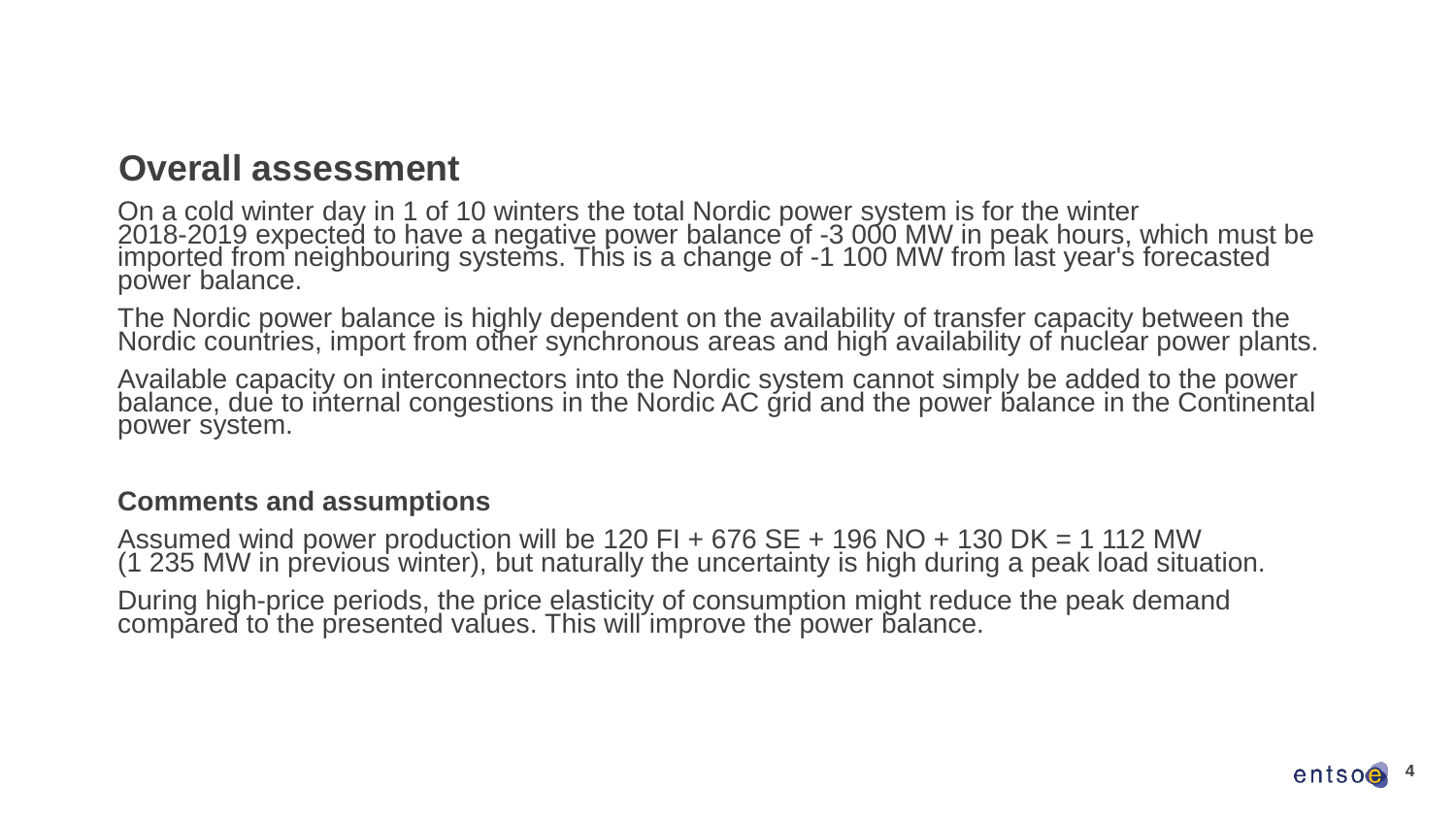## Overall assessment

On a cold winter day in 1 of 10 winters the total Nordic power system is for the winter 2018-2019 expected to have a negative power balance of -3 000 MW in peak hours, which must be imported from neighbouring systems. This is a change of -1 100 MW from last year's forecasted power balance.

The Nordic power balance is highly dependent on the availability of transfer capacity between the Nordic countries, import from other synchronous areas and high availability of nuclear power plants.

Available capacity on interconnectors into the Nordic system cannot simply be added to the power balance, due to internal congestions in the Nordic AC grid and the power balance in the Continental power system.

### Comments and assumptions

Assumed wind power production will be 120 FI + 676 SE + 196 NO + 130 DK = 1 112 MW (1 235 MW in previous winter), but naturally the uncertainty is high during a peak load situation.

During high-price periods, the price elasticity of consumption might reduce the peak demand compared to the presented values. This will improve the power balance.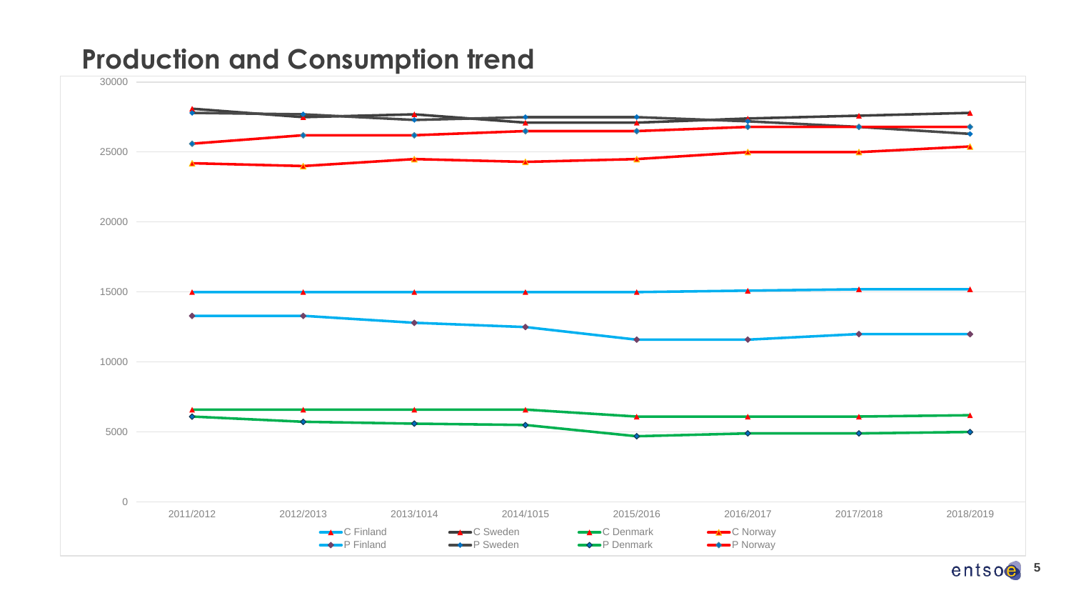# Production and Consumption trend

30000
25000
20000
15000
10000
5000
0

2011/2012
2012/2013
2013/1014
2014/1015
2015/2016
2016/2017
2017/2018
2018/2019

C Finland
C Sweden
C Denmark
C Norway
P Finland
P Sweden
P Denmark
P Norway